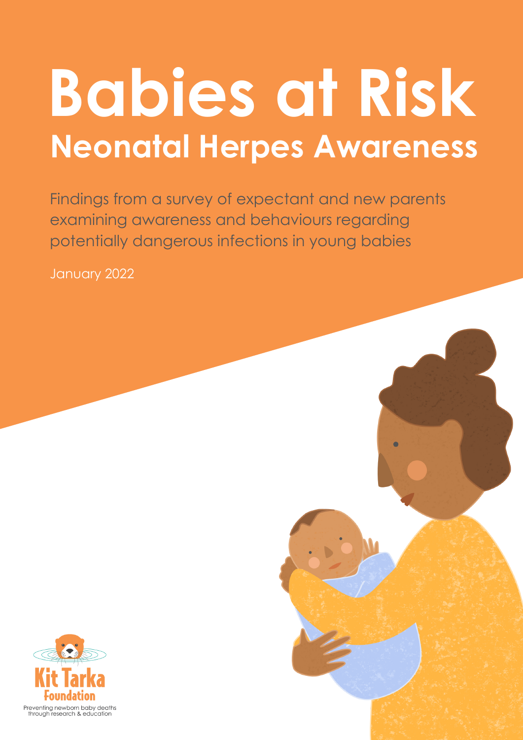# Babies at Risk

## Neonatal Herpes Awareness

Findings from a survey of expectant and new parents examining awareness and behaviours regarding potentially dangerous infections in young babies

January 2022

Kit Tarka Foundation

Preventing newborn baby deaths through research & education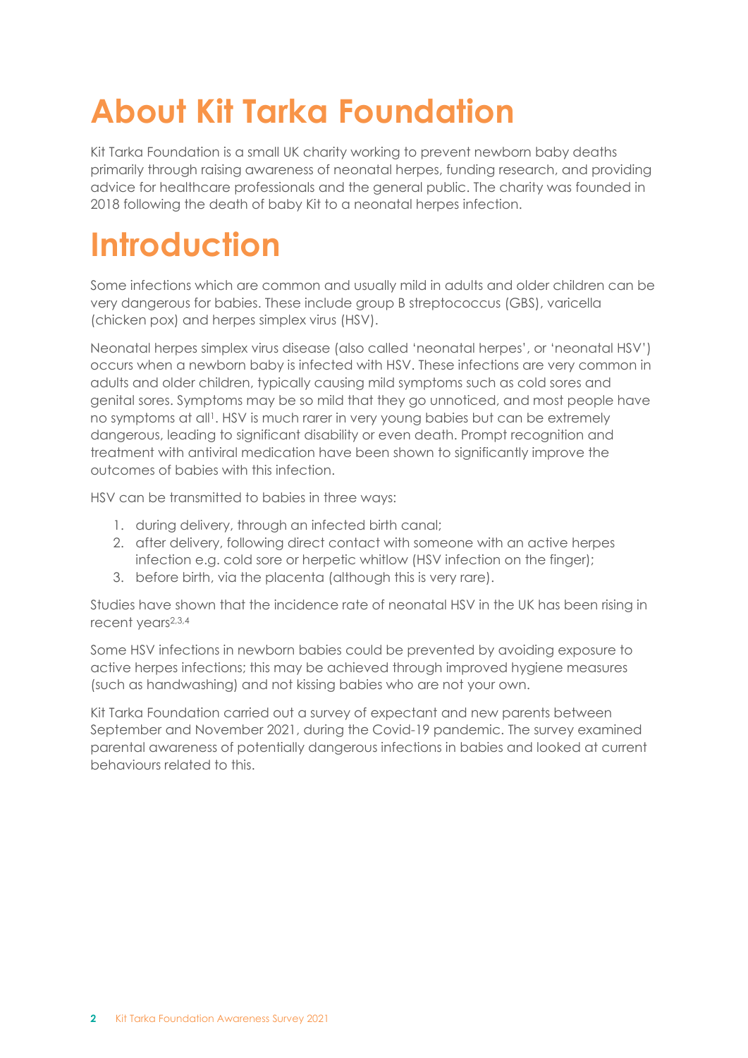# About Kit Tarka Foundation

Kit Tarka Foundation is a small UK charity working to prevent newborn baby deaths primarily through raising awareness of neonatal herpes, funding research, and providing advice for healthcare professionals and the general public. The charity was founded in 2018 following the death of baby Kit to a neonatal herpes infection.

# Introduction

Some infections which are common and usually mild in adults and older children can be very dangerous for babies. These include group B streptococcus (GBS), varicella (chicken pox) and herpes simplex virus (HSV).

Neonatal herpes simplex virus disease (also called 'neonatal herpes', or 'neonatal HSV') occurs when a newborn baby is infected with HSV. These infections are very common in adults and older children, typically causing mild symptoms such as cold sores and genital sores. Symptoms may be so mild that they go unnoticed, and most people have no symptoms at all[1]. HSV is much rarer in very young babies but can be extremely dangerous, leading to significant disability or even death. Prompt recognition and treatment with antiviral medication have been shown to significantly improve the outcomes of babies with this infection.

HSV can be transmitted to babies in three ways:

1. during delivery, through an infected birth canal;
2. after delivery, following direct contact with someone with an active herpes infection e.g. cold sore or herpetic whitlow (HSV infection on the finger);
3. before birth, via the placenta (although this is very rare).

Studies have shown that the incidence rate of neonatal HSV in the UK has been rising in recent years[2,3,4]

Some HSV infections in newborn babies could be prevented by avoiding exposure to active herpes infections; this may be achieved through improved hygiene measures (such as handwashing) and not kissing babies who are not your own.

Kit Tarka Foundation carried out a survey of expectant and new parents between September and November 2021, during the Covid-19 pandemic. The survey examined parental awareness of potentially dangerous infections in babies and looked at current behaviours related to this.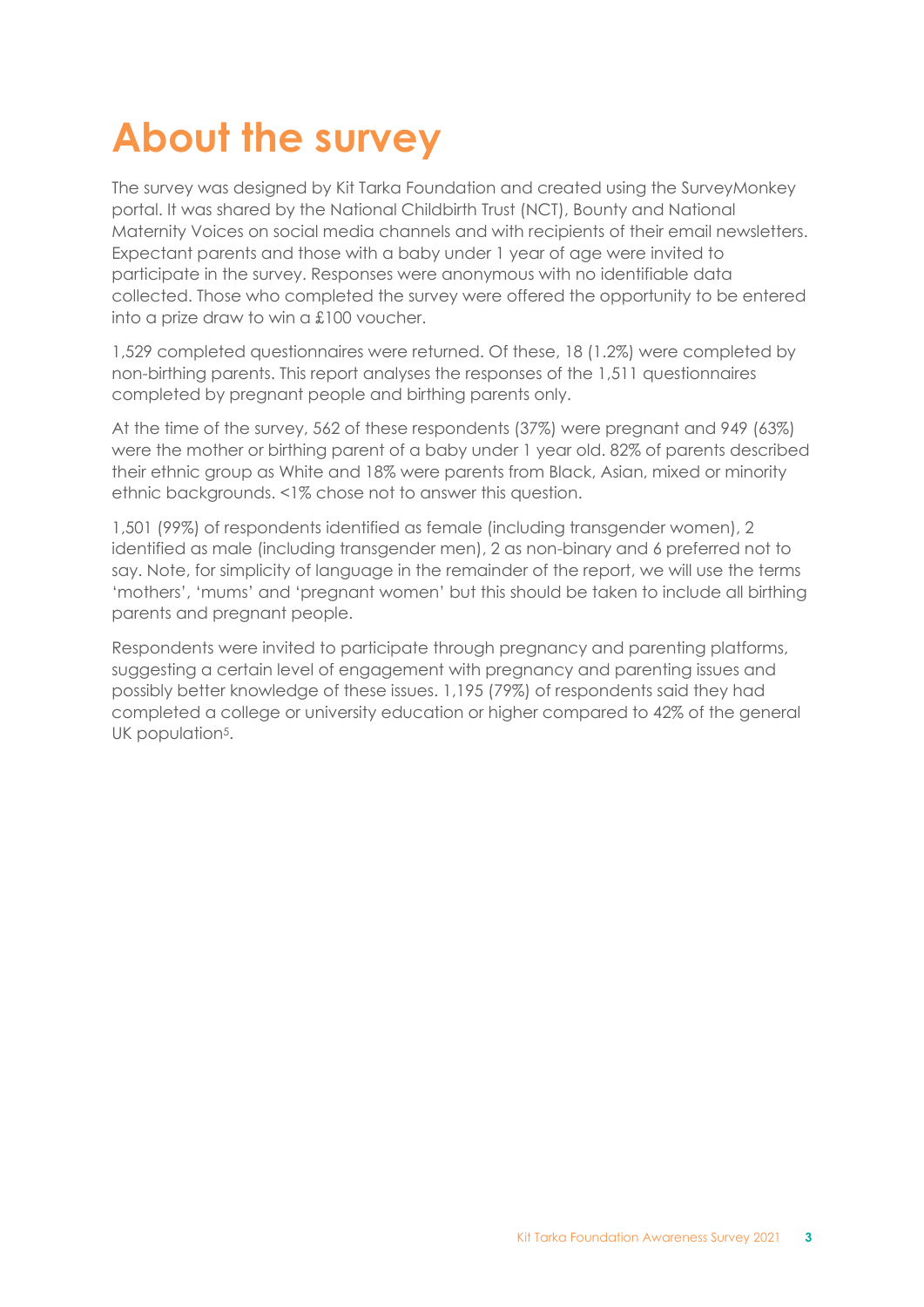# About the survey

The survey was designed by Kit Tarka Foundation and created using the SurveyMonkey portal. It was shared by the National Childbirth Trust (NCT), Bounty and National Maternity Voices on social media channels and with recipients of their email newsletters. Expectant parents and those with a baby under 1 year of age were invited to participate in the survey. Responses were anonymous with no identifiable data collected. Those who completed the survey were offered the opportunity to be entered into a prize draw to win a £100 voucher.

1,529 completed questionnaires were returned. Of these, 18 (1.2%) were completed by non-birthing parents. This report analyses the responses of the 1,511 questionnaires completed by pregnant people and birthing parents only.

At the time of the survey, 562 of these respondents (37%) were pregnant and 949 (63%) were the mother or birthing parent of a baby under 1 year old. 82% of parents described their ethnic group as White and 18% were parents from Black, Asian, mixed or minority ethnic backgrounds. <1% chose not to answer this question.

1,501 (99%) of respondents identified as female (including transgender women), 2 identified as male (including transgender men), 2 as non-binary and 6 preferred not to say. Note, for simplicity of language in the remainder of the report, we will use the terms 'mothers', 'mums' and 'pregnant women' but this should be taken to include all birthing parents and pregnant people.

Respondents were invited to participate through pregnancy and parenting platforms, suggesting a certain level of engagement with pregnancy and parenting issues and possibly better knowledge of these issues. 1,195 (79%) of respondents said they had completed a college or university education or higher compared to 42% of the general UK population[5].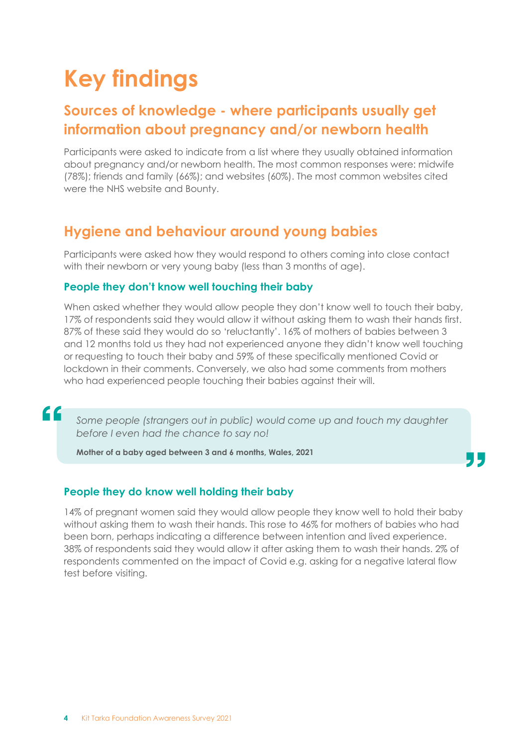# Key findings

## Sources of knowledge - where participants usually get information about pregnancy and/or newborn health

Participants were asked to indicate from a list where they usually obtained information about pregnancy and/or newborn health. The most common responses were: midwife (78%); friends and family (66%); and websites (60%). The most common websites cited were the NHS website and Bounty.

## Hygiene and behaviour around young babies

Participants were asked how they would respond to others coming into close contact with their newborn or very young baby (less than 3 months of age).

### People they don't know well touching their baby

When asked whether they would allow people they don't know well to touch their baby, 17% of respondents said they would allow it without asking them to wash their hands first. 87% of these said they would do so 'reluctantly'. 16% of mothers of babies between 3 and 12 months told us they had not experienced anyone they didn't know well touching or requesting to touch their baby and 59% of these specifically mentioned Covid or lockdown in their comments. Conversely, we also had some comments from mothers who had experienced people touching their babies against their will.

> *Some people (strangers out in public) would come up and touch my daughter before I even had the chance to say no!*
>
> **Mother of a baby aged between 3 and 6 months, Wales, 2021**

### People they do know well holding their baby

14% of pregnant women said they would allow people they know well to hold their baby without asking them to wash their hands. This rose to 46% for mothers of babies who had been born, perhaps indicating a difference between intention and lived experience. 38% of respondents said they would allow it after asking them to wash their hands. 2% of respondents commented on the impact of Covid e.g. asking for a negative lateral flow test before visiting.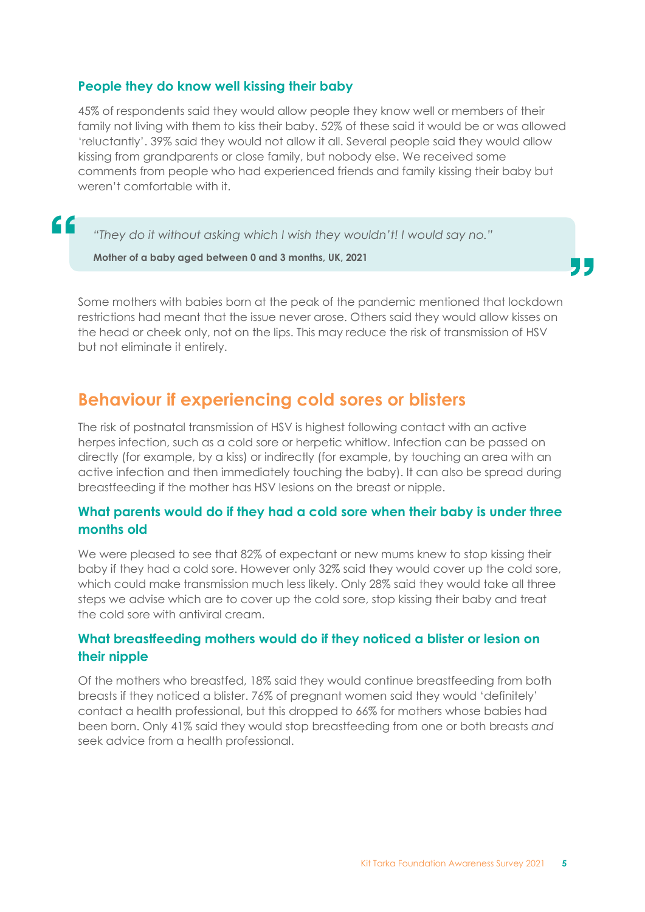### People they do know well kissing their baby

45% of respondents said they would allow people they know well or members of their family not living with them to kiss their baby. 52% of these said it would be or was allowed 'reluctantly'. 39% said they would not allow it all. Several people said they would allow kissing from grandparents or close family, but nobody else. We received some comments from people who had experienced friends and family kissing their baby but weren't comfortable with it.

> *"They do it without asking which I wish they wouldn't! I would say no."*
>
> **Mother of a baby aged between 0 and 3 months, UK, 2021**

Some mothers with babies born at the peak of the pandemic mentioned that lockdown restrictions had meant that the issue never arose. Others said they would allow kisses on the head or cheek only, not on the lips. This may reduce the risk of transmission of HSV but not eliminate it entirely.

## Behaviour if experiencing cold sores or blisters

The risk of postnatal transmission of HSV is highest following contact with an active herpes infection, such as a cold sore or herpetic whitlow. Infection can be passed on directly (for example, by a kiss) or indirectly (for example, by touching an area with an active infection and then immediately touching the baby). It can also be spread during breastfeeding if the mother has HSV lesions on the breast or nipple.

### What parents would do if they had a cold sore when their baby is under three months old

We were pleased to see that 82% of expectant or new mums knew to stop kissing their baby if they had a cold sore. However only 32% said they would cover up the cold sore, which could make transmission much less likely. Only 28% said they would take all three steps we advise which are to cover up the cold sore, stop kissing their baby and treat the cold sore with antiviral cream.

### What breastfeeding mothers would do if they noticed a blister or lesion on their nipple

Of the mothers who breastfed, 18% said they would continue breastfeeding from both breasts if they noticed a blister. 76% of pregnant women said they would 'definitely' contact a health professional, but this dropped to 66% for mothers whose babies had been born. Only 41% said they would stop breastfeeding from one or both breasts *and* seek advice from a health professional.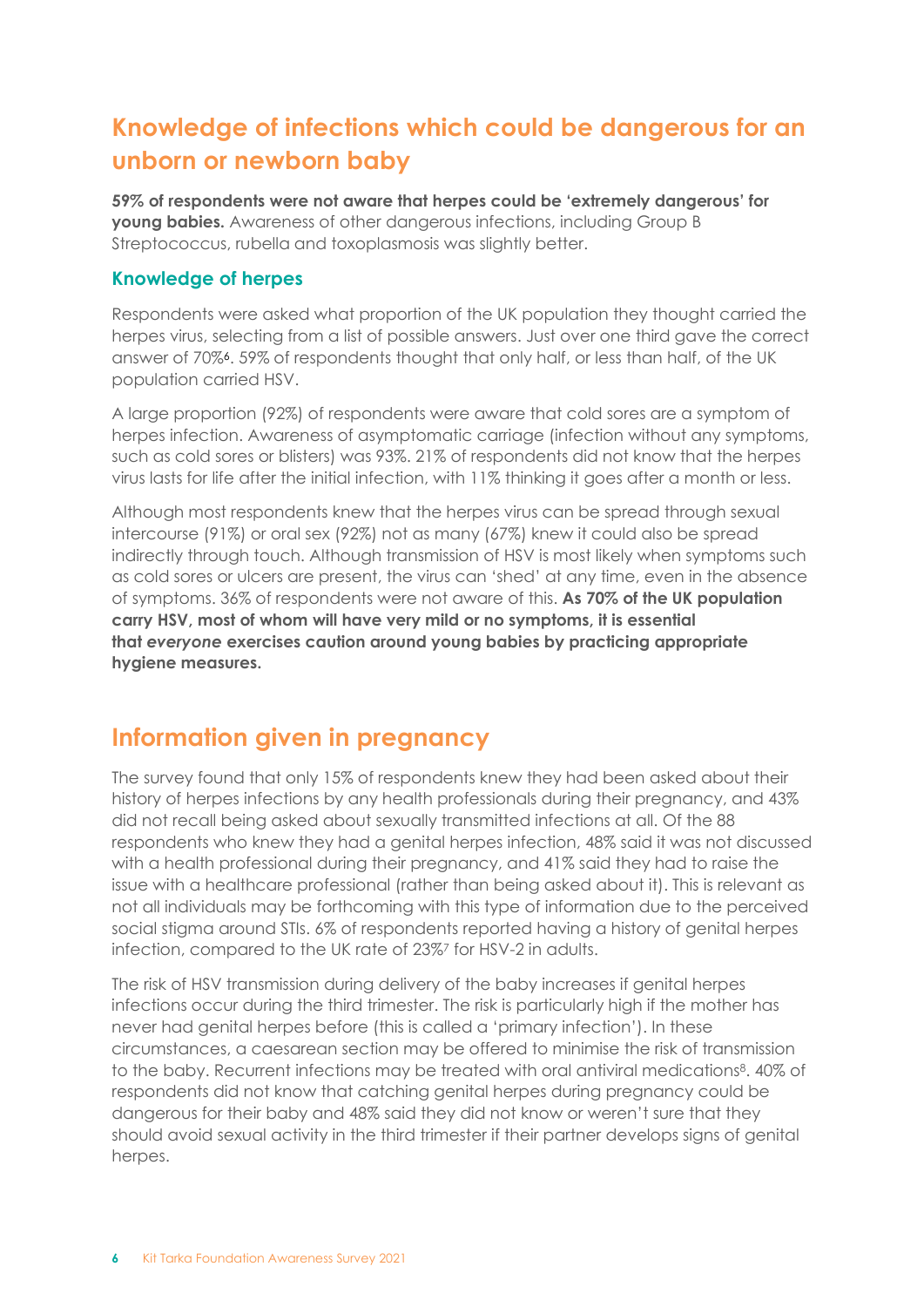## Knowledge of infections which could be dangerous for an unborn or newborn baby

**59% of respondents were not aware that herpes could be 'extremely dangerous' for young babies.** Awareness of other dangerous infections, including Group B Streptococcus, rubella and toxoplasmosis was slightly better.

### Knowledge of herpes

Respondents were asked what proportion of the UK population they thought carried the herpes virus, selecting from a list of possible answers. Just over one third gave the correct answer of 70%[6]. 59% of respondents thought that only half, or less than half, of the UK population carried HSV.

A large proportion (92%) of respondents were aware that cold sores are a symptom of herpes infection. Awareness of asymptomatic carriage (infection without any symptoms, such as cold sores or blisters) was 93%. 21% of respondents did not know that the herpes virus lasts for life after the initial infection, with 11% thinking it goes after a month or less.

Although most respondents knew that the herpes virus can be spread through sexual intercourse (91%) or oral sex (92%) not as many (67%) knew it could also be spread indirectly through touch. Although transmission of HSV is most likely when symptoms such as cold sores or ulcers are present, the virus can 'shed' at any time, even in the absence of symptoms. 36% of respondents were not aware of this. **As 70% of the UK population carry HSV, most of whom will have very mild or no symptoms, it is essential that *everyone* exercises caution around young babies by practicing appropriate hygiene measures.**

## Information given in pregnancy

The survey found that only 15% of respondents knew they had been asked about their history of herpes infections by any health professionals during their pregnancy, and 43% did not recall being asked about sexually transmitted infections at all. Of the 88 respondents who knew they had a genital herpes infection, 48% said it was not discussed with a health professional during their pregnancy, and 41% said they had to raise the issue with a healthcare professional (rather than being asked about it). This is relevant as not all individuals may be forthcoming with this type of information due to the perceived social stigma around STIs. 6% of respondents reported having a history of genital herpes infection, compared to the UK rate of 23%[7] for HSV-2 in adults.

The risk of HSV transmission during delivery of the baby increases if genital herpes infections occur during the third trimester. The risk is particularly high if the mother has never had genital herpes before (this is called a 'primary infection'). In these circumstances, a caesarean section may be offered to minimise the risk of transmission to the baby. Recurrent infections may be treated with oral antiviral medications[8]. 40% of respondents did not know that catching genital herpes during pregnancy could be dangerous for their baby and 48% said they did not know or weren't sure that they should avoid sexual activity in the third trimester if their partner develops signs of genital herpes.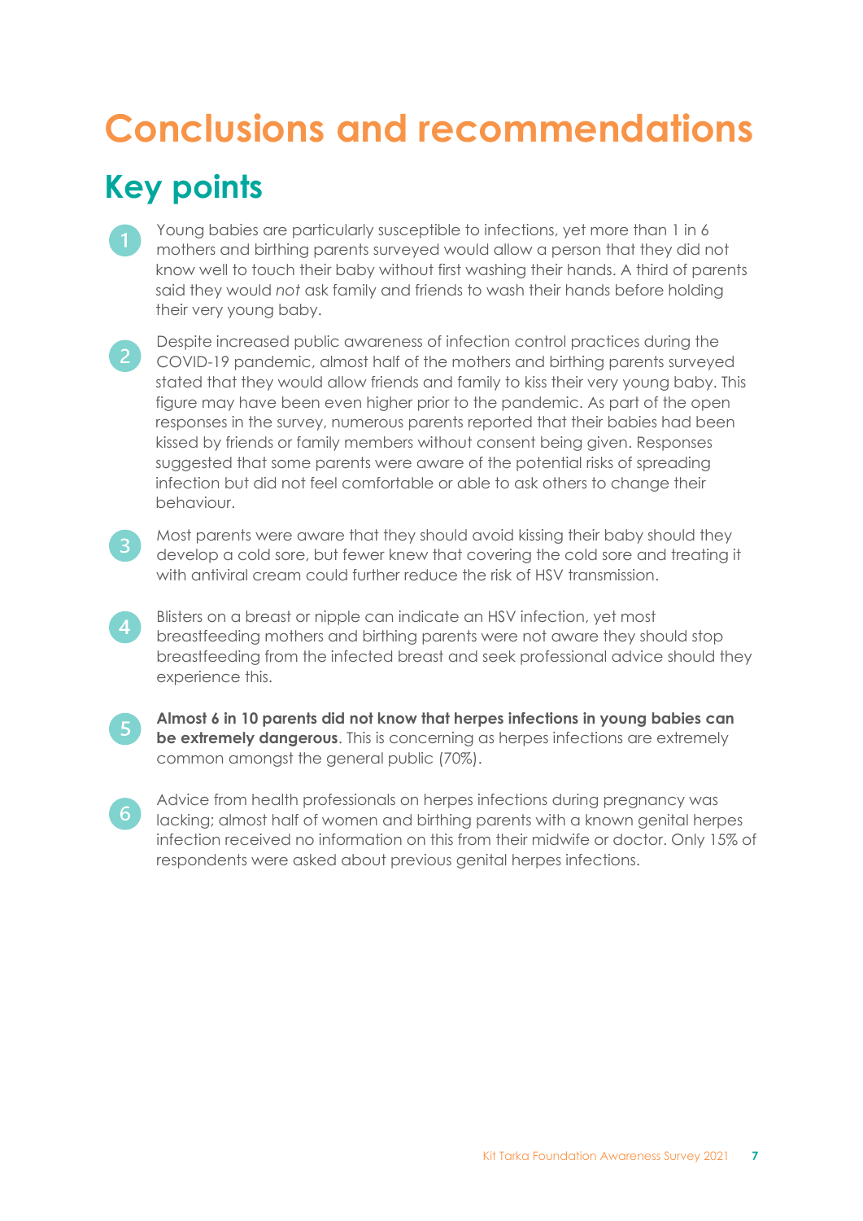# Conclusions and recommendations

## Key points

1. Young babies are particularly susceptible to infections, yet more than 1 in 6 mothers and birthing parents surveyed would allow a person that they did not know well to touch their baby without first washing their hands. A third of parents said they would *not* ask family and friends to wash their hands before holding their very young baby.

2. Despite increased public awareness of infection control practices during the COVID-19 pandemic, almost half of the mothers and birthing parents surveyed stated that they would allow friends and family to kiss their very young baby. This figure may have been even higher prior to the pandemic. As part of the open responses in the survey, numerous parents reported that their babies had been kissed by friends or family members without consent being given. Responses suggested that some parents were aware of the potential risks of spreading infection but did not feel comfortable or able to ask others to change their behaviour.

3. Most parents were aware that they should avoid kissing their baby should they develop a cold sore, but fewer knew that covering the cold sore and treating it with antiviral cream could further reduce the risk of HSV transmission.

4. Blisters on a breast or nipple can indicate an HSV infection, yet most breastfeeding mothers and birthing parents were not aware they should stop breastfeeding from the infected breast and seek professional advice should they experience this.

5. **Almost 6 in 10 parents did not know that herpes infections in young babies can be extremely dangerous**. This is concerning as herpes infections are extremely common amongst the general public (70%).

6. Advice from health professionals on herpes infections during pregnancy was lacking; almost half of women and birthing parents with a known genital herpes infection received no information on this from their midwife or doctor. Only 15% of respondents were asked about previous genital herpes infections.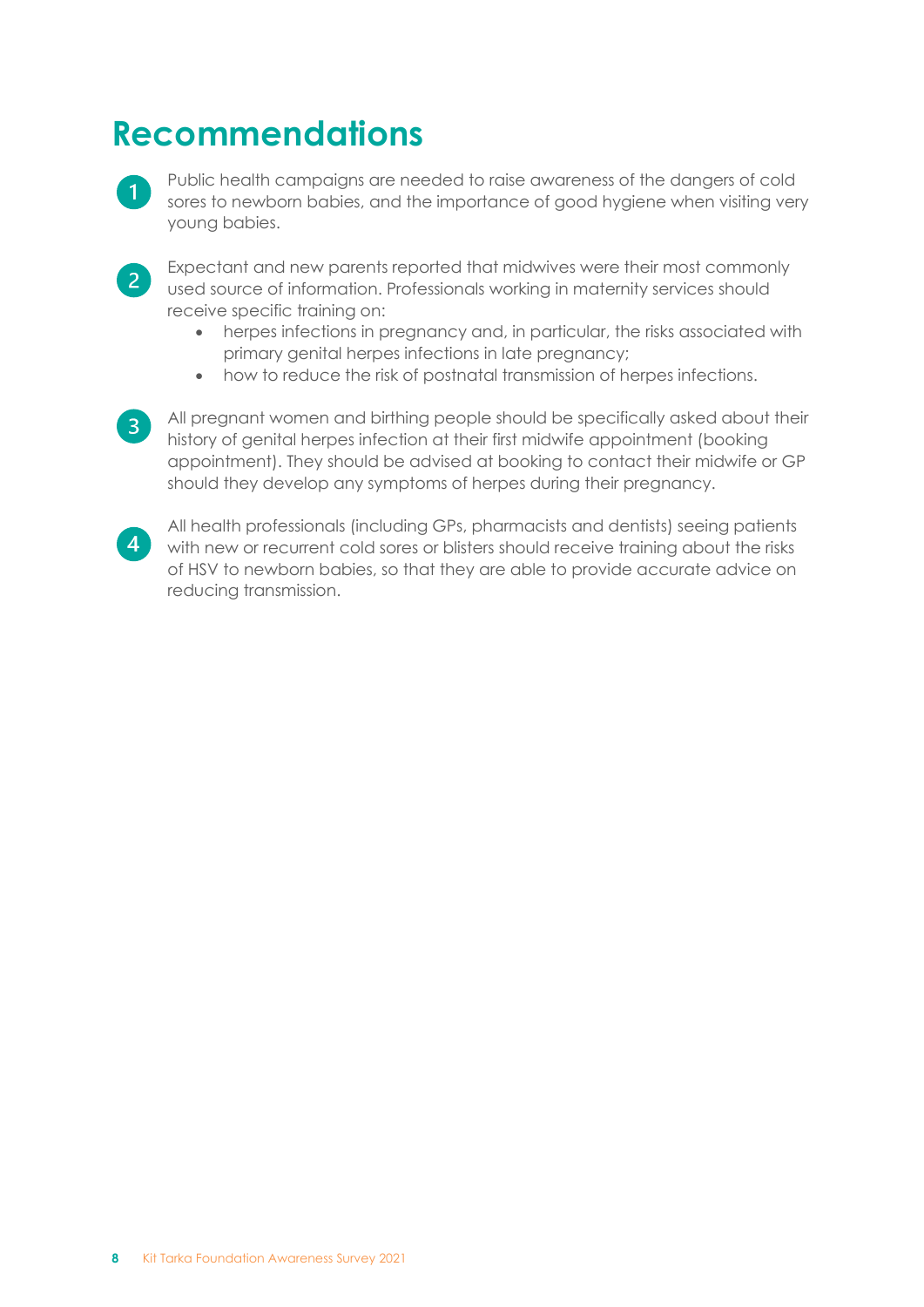# Recommendations

1. Public health campaigns are needed to raise awareness of the dangers of cold sores to newborn babies, and the importance of good hygiene when visiting very young babies.

2. Expectant and new parents reported that midwives were their most commonly used source of information. Professionals working in maternity services should receive specific training on:
   - herpes infections in pregnancy and, in particular, the risks associated with primary genital herpes infections in late pregnancy;
   - how to reduce the risk of postnatal transmission of herpes infections.

3. All pregnant women and birthing people should be specifically asked about their history of genital herpes infection at their first midwife appointment (booking appointment). They should be advised at booking to contact their midwife or GP should they develop any symptoms of herpes during their pregnancy.

4. All health professionals (including GPs, pharmacists and dentists) seeing patients with new or recurrent cold sores or blisters should receive training about the risks of HSV to newborn babies, so that they are able to provide accurate advice on reducing transmission.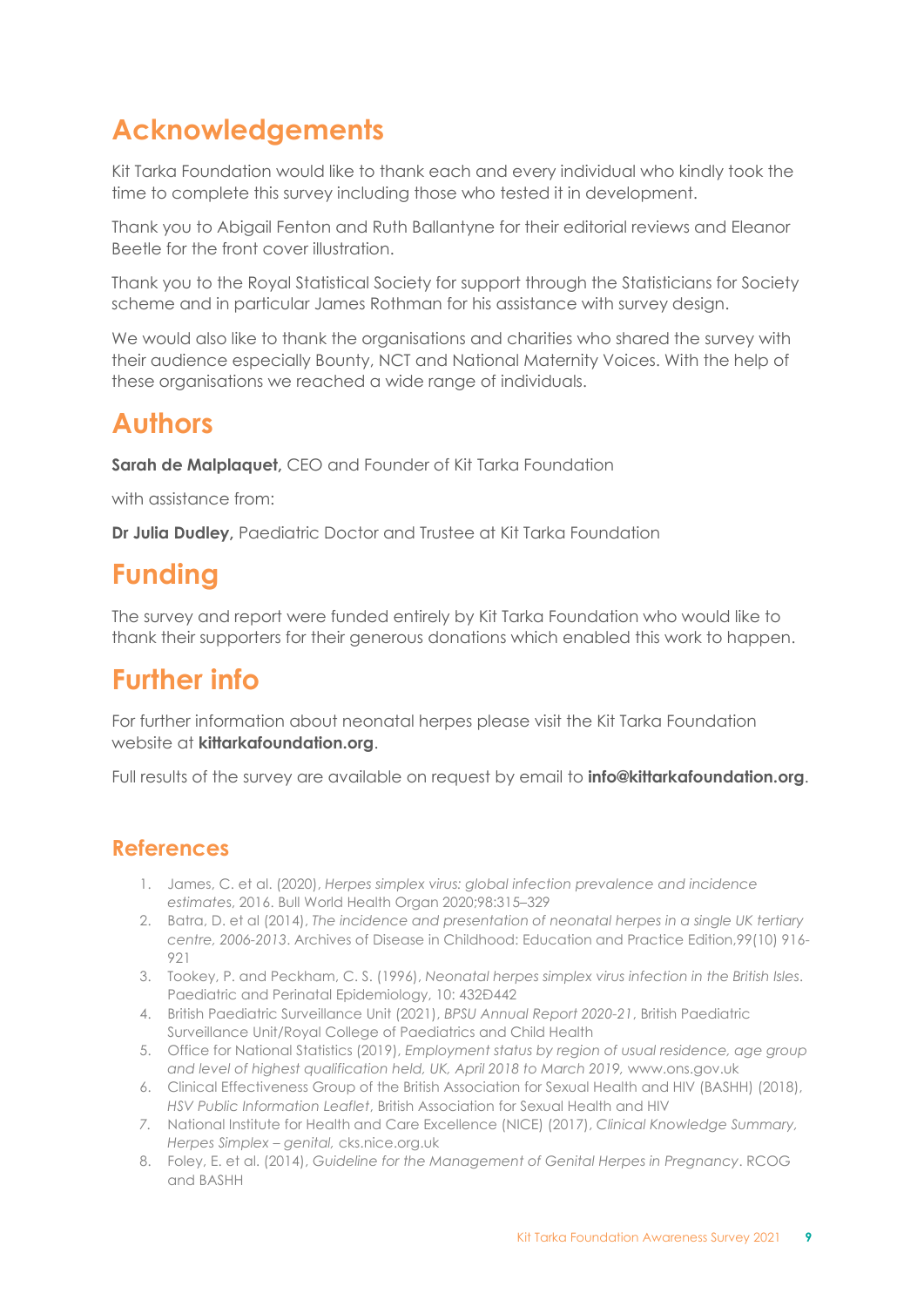# Acknowledgements

Kit Tarka Foundation would like to thank each and every individual who kindly took the time to complete this survey including those who tested it in development.

Thank you to Abigail Fenton and Ruth Ballantyne for their editorial reviews and Eleanor Beetle for the front cover illustration.

Thank you to the Royal Statistical Society for support through the Statisticians for Society scheme and in particular James Rothman for his assistance with survey design.

We would also like to thank the organisations and charities who shared the survey with their audience especially Bounty, NCT and National Maternity Voices. With the help of these organisations we reached a wide range of individuals.

# Authors

**Sarah de Malplaquet,** CEO and Founder of Kit Tarka Foundation

with assistance from:

**Dr Julia Dudley,** Paediatric Doctor and Trustee at Kit Tarka Foundation

# Funding

The survey and report were funded entirely by Kit Tarka Foundation who would like to thank their supporters for their generous donations which enabled this work to happen.

# Further info

For further information about neonatal herpes please visit the Kit Tarka Foundation website at **kittarkafoundation.org**.

Full results of the survey are available on request by email to **info@kittarkafoundation.org**.

## References

1. James, C. et al. (2020), *Herpes simplex virus: global infection prevalence and incidence estimates*, 2016. Bull World Health Organ 2020;98:315–329
2. Batra, D. et al (2014), *The incidence and presentation of neonatal herpes in a single UK tertiary centre, 2006-2013*. Archives of Disease in Childhood: Education and Practice Edition,99(10) 916-921
3. Tookey, P. and Peckham, C. S. (1996), *Neonatal herpes simplex virus infection in the British Isles*. Paediatric and Perinatal Epidemiology, 10: 432Ð442
4. British Paediatric Surveillance Unit (2021), *BPSU Annual Report 2020-21*, British Paediatric Surveillance Unit/Royal College of Paediatrics and Child Health
5. Office for National Statistics (2019), *Employment status by region of usual residence, age group and level of highest qualification held, UK, April 2018 to March 2019*, www.ons.gov.uk
6. Clinical Effectiveness Group of the British Association for Sexual Health and HIV (BASHH) (2018), *HSV Public Information Leaflet*, British Association for Sexual Health and HIV
7. National Institute for Health and Care Excellence (NICE) (2017), *Clinical Knowledge Summary, Herpes Simplex – genital*, cks.nice.org.uk
8. Foley, E. et al. (2014), *Guideline for the Management of Genital Herpes in Pregnancy*. RCOG and BASHH